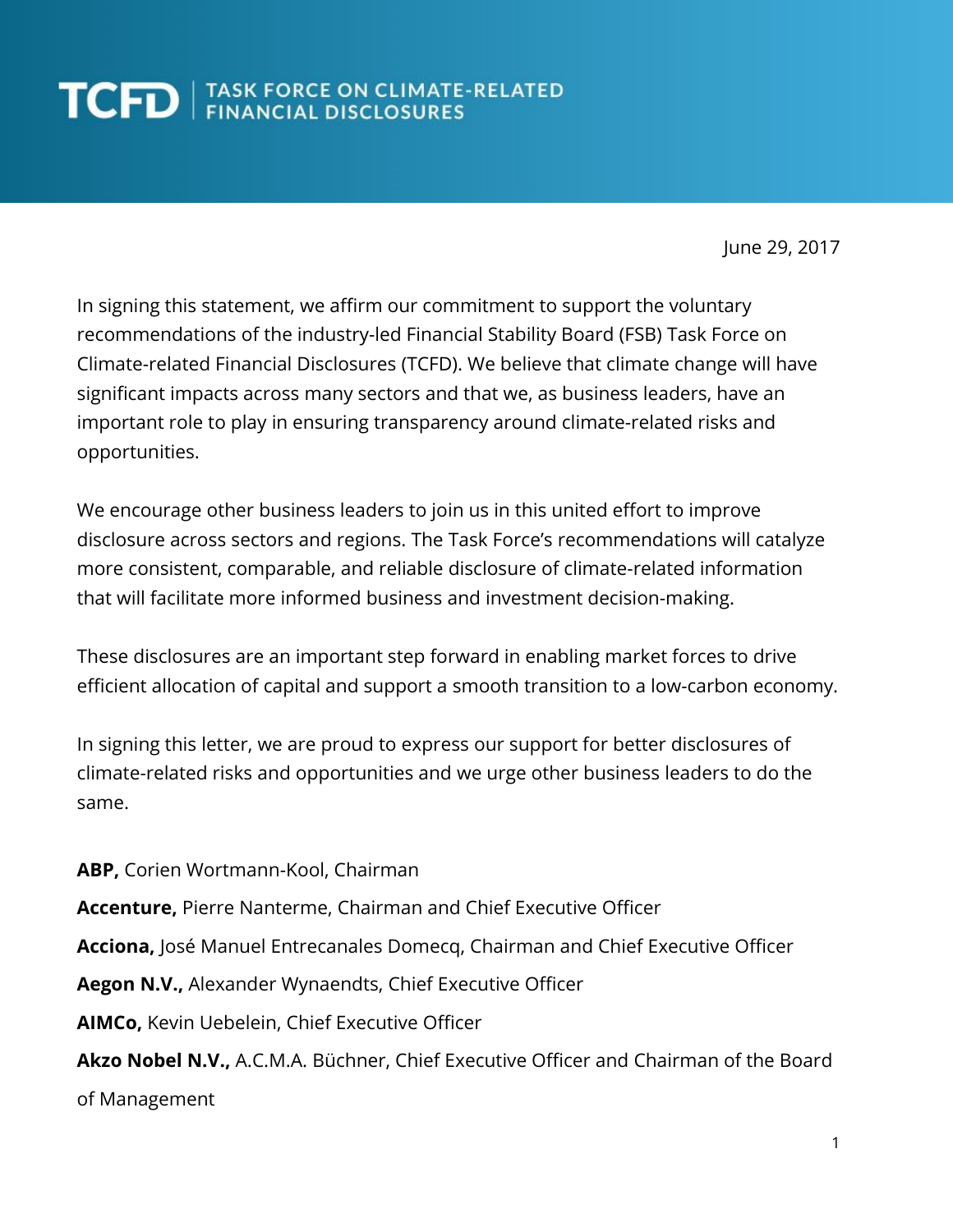# TCFD | TASK FORCE ON CLIMATE-RELATED FINANCIAL DISCLOSURES

June 29, 2017

In signing this statement, we affirm our commitment to support the voluntary recommendations of the industry-led Financial Stability Board (FSB) Task Force on Climate-related Financial Disclosures (TCFD). We believe that climate change will have significant impacts across many sectors and that we, as business leaders, have an important role to play in ensuring transparency around climate-related risks and opportunities.

We encourage other business leaders to join us in this united effort to improve disclosure across sectors and regions. The Task Force's recommendations will catalyze more consistent, comparable, and reliable disclosure of climate-related information that will facilitate more informed business and investment decision-making.

These disclosures are an important step forward in enabling market forces to drive efficient allocation of capital and support a smooth transition to a low-carbon economy.

In signing this letter, we are proud to express our support for better disclosures of climate-related risks and opportunities and we urge other business leaders to do the same.

**ABP,** Corien Wortmann-Kool, Chairman

**Accenture,** Pierre Nanterme, Chairman and Chief Executive Officer

**Acciona,** José Manuel Entrecanales Domecq, Chairman and Chief Executive Officer

**Aegon N.V.,** Alexander Wynaendts, Chief Executive Officer

**AIMCo,** Kevin Uebelein, Chief Executive Officer

**Akzo Nobel N.V.,** A.C.M.A. Büchner, Chief Executive Officer and Chairman of the Board of Management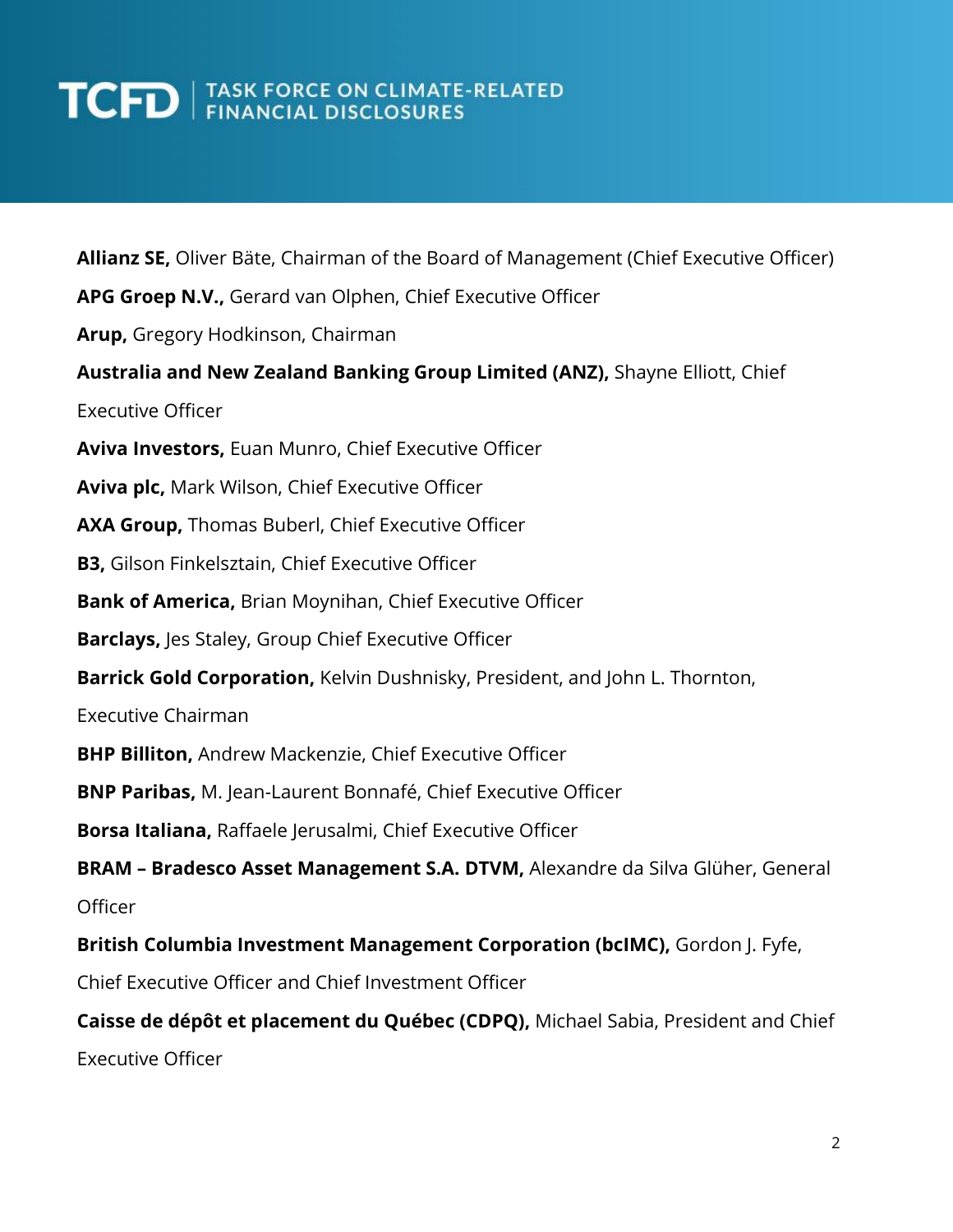**Allianz SE,** Oliver Bäte, Chairman of the Board of Management (Chief Executive Officer)

**APG Groep N.V.,** Gerard van Olphen, Chief Executive Officer

**Arup,** Gregory Hodkinson, Chairman

**Australia and New Zealand Banking Group Limited (ANZ),** Shayne Elliott, Chief Executive Officer

**Aviva Investors,** Euan Munro, Chief Executive Officer

**Aviva plc,** Mark Wilson, Chief Executive Officer

**AXA Group,** Thomas Buberl, Chief Executive Officer

**B3,** Gilson Finkelsztain, Chief Executive Officer

**Bank of America,** Brian Moynihan, Chief Executive Officer

**Barclays,** Jes Staley, Group Chief Executive Officer

**Barrick Gold Corporation,** Kelvin Dushnisky, President, and John L. Thornton, Executive Chairman

**BHP Billiton,** Andrew Mackenzie, Chief Executive Officer

**BNP Paribas,** M. Jean-Laurent Bonnafé, Chief Executive Officer

**Borsa Italiana,** Raffaele Jerusalmi, Chief Executive Officer

**BRAM – Bradesco Asset Management S.A. DTVM,** Alexandre da Silva Glüher, General Officer

**British Columbia Investment Management Corporation (bcIMC),** Gordon J. Fyfe, Chief Executive Officer and Chief Investment Officer

**Caisse de dépôt et placement du Québec (CDPQ),** Michael Sabia, President and Chief Executive Officer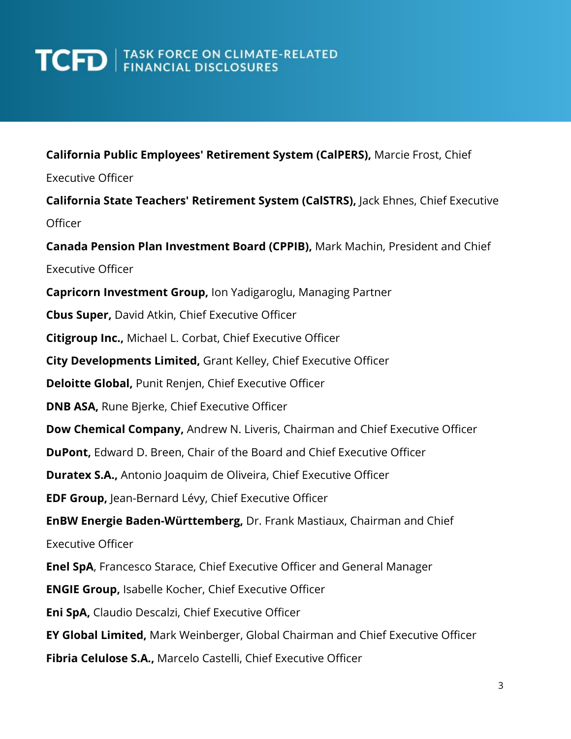**California Public Employees' Retirement System (CalPERS),** Marcie Frost, Chief Executive Officer

**California State Teachers' Retirement System (CalSTRS),** Jack Ehnes, Chief Executive Officer

**Canada Pension Plan Investment Board (CPPIB),** Mark Machin, President and Chief Executive Officer

**Capricorn Investment Group,** Ion Yadigaroglu, Managing Partner

**Cbus Super,** David Atkin, Chief Executive Officer

**Citigroup Inc.,** Michael L. Corbat, Chief Executive Officer

**City Developments Limited,** Grant Kelley, Chief Executive Officer

**Deloitte Global,** Punit Renjen, Chief Executive Officer

**DNB ASA,** Rune Bjerke, Chief Executive Officer

**Dow Chemical Company,** Andrew N. Liveris, Chairman and Chief Executive Officer

**DuPont,** Edward D. Breen, Chair of the Board and Chief Executive Officer

**Duratex S.A.,** Antonio Joaquim de Oliveira, Chief Executive Officer

**EDF Group,** Jean-Bernard Lévy, Chief Executive Officer

**EnBW Energie Baden-Württemberg,** Dr. Frank Mastiaux, Chairman and Chief Executive Officer

**Enel SpA**, Francesco Starace, Chief Executive Officer and General Manager

**ENGIE Group,** Isabelle Kocher, Chief Executive Officer

**Eni SpA,** Claudio Descalzi, Chief Executive Officer

**EY Global Limited,** Mark Weinberger, Global Chairman and Chief Executive Officer

**Fibria Celulose S.A.,** Marcelo Castelli, Chief Executive Officer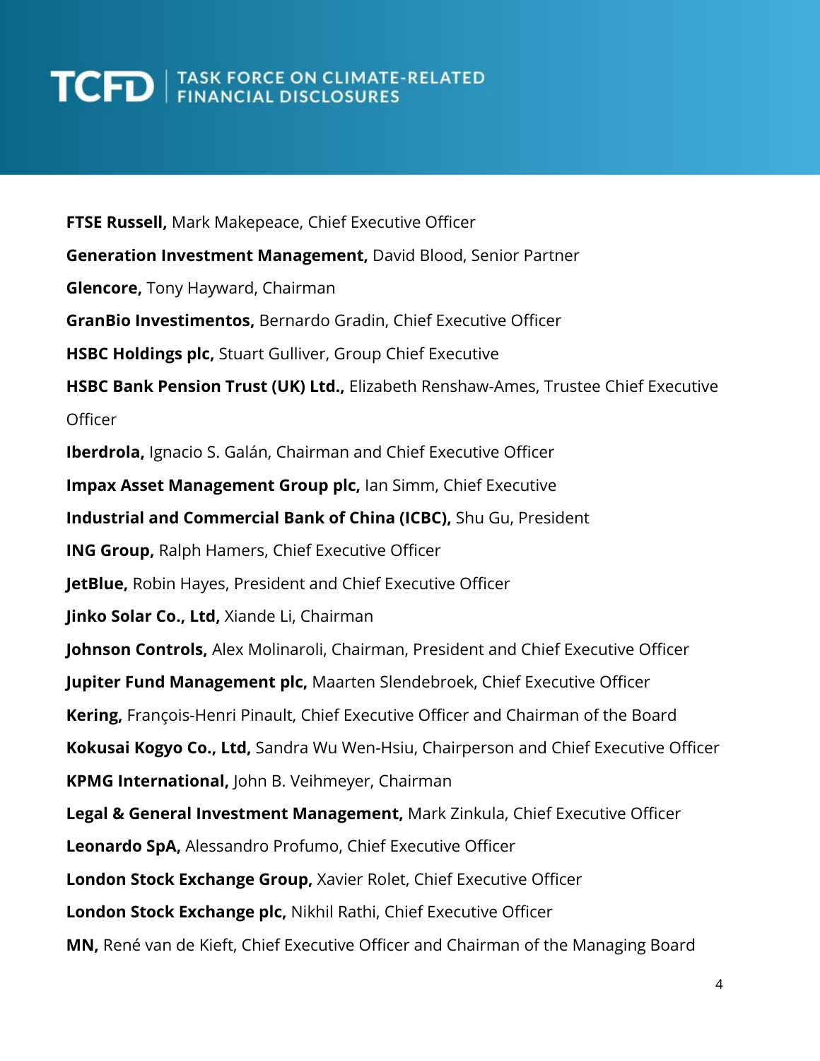**FTSE Russell,** Mark Makepeace, Chief Executive Officer

**Generation Investment Management,** David Blood, Senior Partner

**Glencore,** Tony Hayward, Chairman

**GranBio Investimentos,** Bernardo Gradin, Chief Executive Officer

**HSBC Holdings plc,** Stuart Gulliver, Group Chief Executive

**HSBC Bank Pension Trust (UK) Ltd.,** Elizabeth Renshaw-Ames, Trustee Chief Executive Officer

**Iberdrola,** Ignacio S. Galán, Chairman and Chief Executive Officer

**Impax Asset Management Group plc,** Ian Simm, Chief Executive

**Industrial and Commercial Bank of China (ICBC),** Shu Gu, President

**ING Group,** Ralph Hamers, Chief Executive Officer

**JetBlue,** Robin Hayes, President and Chief Executive Officer

**Jinko Solar Co., Ltd,** Xiande Li, Chairman

**Johnson Controls,** Alex Molinaroli, Chairman, President and Chief Executive Officer

**Jupiter Fund Management plc,** Maarten Slendebroek, Chief Executive Officer

**Kering,** François-Henri Pinault, Chief Executive Officer and Chairman of the Board

**Kokusai Kogyo Co., Ltd,** Sandra Wu Wen-Hsiu, Chairperson and Chief Executive Officer

**KPMG International,** John B. Veihmeyer, Chairman

**Legal & General Investment Management,** Mark Zinkula, Chief Executive Officer

**Leonardo SpA,** Alessandro Profumo, Chief Executive Officer

**London Stock Exchange Group,** Xavier Rolet, Chief Executive Officer

**London Stock Exchange plc,** Nikhil Rathi, Chief Executive Officer

**MN,** René van de Kieft, Chief Executive Officer and Chairman of the Managing Board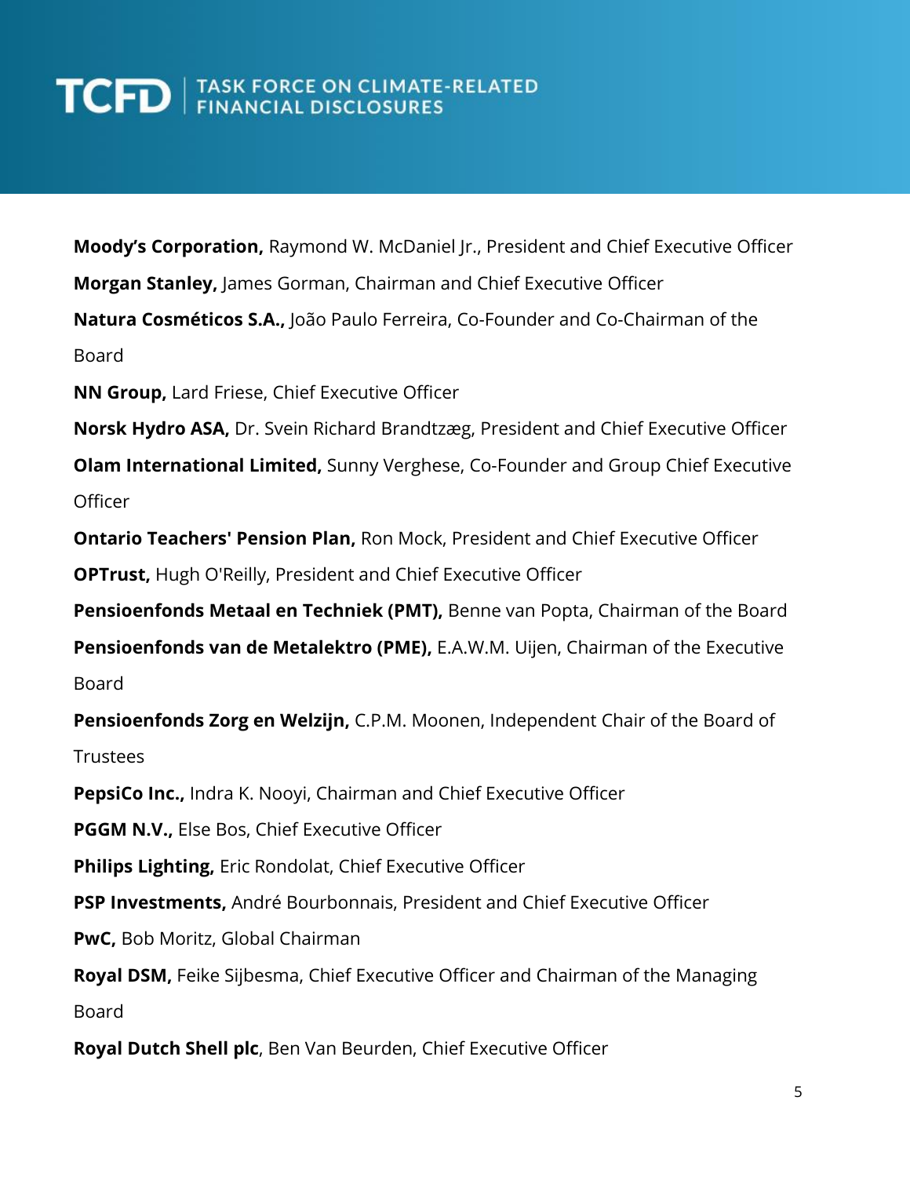**Moody's Corporation,** Raymond W. McDaniel Jr., President and Chief Executive Officer

**Morgan Stanley,** James Gorman, Chairman and Chief Executive Officer

**Natura Cosméticos S.A.,** João Paulo Ferreira, Co-Founder and Co-Chairman of the Board

**NN Group,** Lard Friese, Chief Executive Officer

**Norsk Hydro ASA,** Dr. Svein Richard Brandtzæg, President and Chief Executive Officer

**Olam International Limited,** Sunny Verghese, Co-Founder and Group Chief Executive Officer

**Ontario Teachers' Pension Plan,** Ron Mock, President and Chief Executive Officer

**OPTrust,** Hugh O'Reilly, President and Chief Executive Officer

**Pensioenfonds Metaal en Techniek (PMT),** Benne van Popta, Chairman of the Board

**Pensioenfonds van de Metalektro (PME),** E.A.W.M. Uijen, Chairman of the Executive Board

**Pensioenfonds Zorg en Welzijn,** C.P.M. Moonen, Independent Chair of the Board of Trustees

**PepsiCo Inc.,** Indra K. Nooyi, Chairman and Chief Executive Officer

**PGGM N.V.,** Else Bos, Chief Executive Officer

**Philips Lighting,** Eric Rondolat, Chief Executive Officer

**PSP Investments,** André Bourbonnais, President and Chief Executive Officer

**PwC,** Bob Moritz, Global Chairman

**Royal DSM,** Feike Sijbesma, Chief Executive Officer and Chairman of the Managing Board

**Royal Dutch Shell plc**, Ben Van Beurden, Chief Executive Officer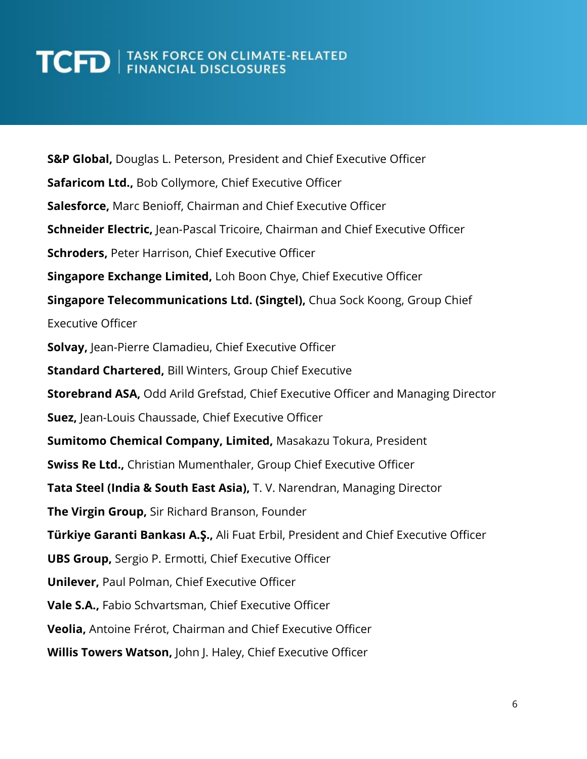**S&P Global,** Douglas L. Peterson, President and Chief Executive Officer

**Safaricom Ltd.,** Bob Collymore, Chief Executive Officer

**Salesforce,** Marc Benioff, Chairman and Chief Executive Officer

**Schneider Electric,** Jean-Pascal Tricoire, Chairman and Chief Executive Officer

**Schroders,** Peter Harrison, Chief Executive Officer

**Singapore Exchange Limited,** Loh Boon Chye, Chief Executive Officer

**Singapore Telecommunications Ltd. (Singtel),** Chua Sock Koong, Group Chief Executive Officer

**Solvay,** Jean-Pierre Clamadieu, Chief Executive Officer

**Standard Chartered,** Bill Winters, Group Chief Executive

**Storebrand ASA,** Odd Arild Grefstad, Chief Executive Officer and Managing Director

**Suez,** Jean-Louis Chaussade, Chief Executive Officer

**Sumitomo Chemical Company, Limited,** Masakazu Tokura, President

**Swiss Re Ltd.,** Christian Mumenthaler, Group Chief Executive Officer

**Tata Steel (India & South East Asia),** T. V. Narendran, Managing Director

**The Virgin Group,** Sir Richard Branson, Founder

**Türkiye Garanti Bankası A.Ş.,** Ali Fuat Erbil, President and Chief Executive Officer

**UBS Group,** Sergio P. Ermotti, Chief Executive Officer

**Unilever,** Paul Polman, Chief Executive Officer

**Vale S.A.,** Fabio Schvartsman, Chief Executive Officer

**Veolia,** Antoine Frérot, Chairman and Chief Executive Officer

**Willis Towers Watson,** John J. Haley, Chief Executive Officer